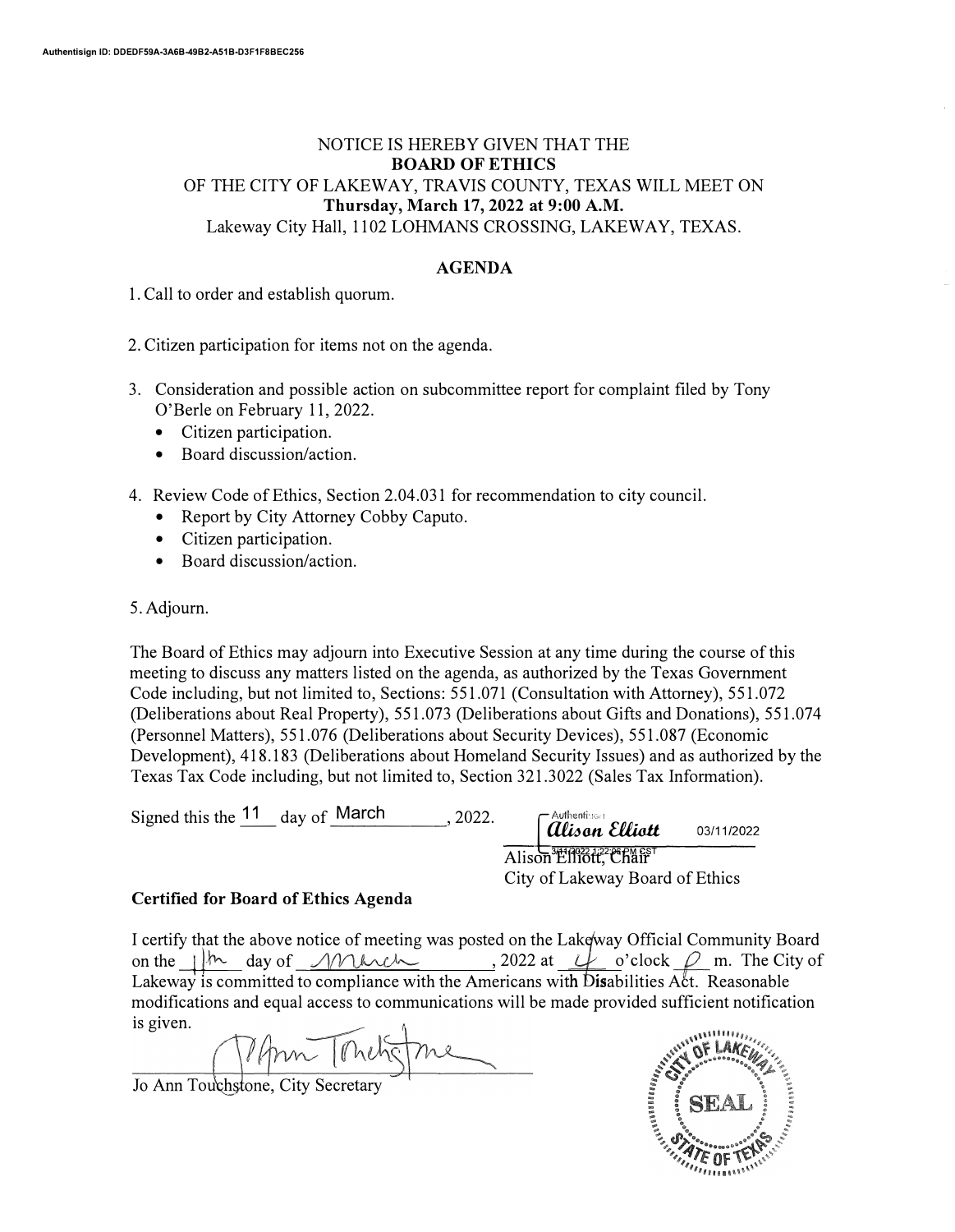Authentisign ID: DDEDF59A-3A6B-49B2-A51B-D3F1F8BEC256

NOTICE IS HEREBY GIVEN THAT THE
**BOARD OF ETHICS**
OF THE CITY OF LAKEWAY, TRAVIS COUNTY, TEXAS WILL MEET ON
**Thursday, March 17, 2022 at 9:00 A.M.**
Lakeway City Hall, 1102 LOHMANS CROSSING, LAKEWAY, TEXAS.

## AGENDA

1. Call to order and establish quorum.

2. Citizen participation for items not on the agenda.

3. Consideration and possible action on subcommittee report for complaint filed by Tony O'Berle on February 11, 2022.
   - Citizen participation.
   - Board discussion/action.

4. Review Code of Ethics, Section 2.04.031 for recommendation to city council.
   - Report by City Attorney Cobby Caputo.
   - Citizen participation.
   - Board discussion/action.

5. Adjourn.

The Board of Ethics may adjourn into Executive Session at any time during the course of this meeting to discuss any matters listed on the agenda, as authorized by the Texas Government Code including, but not limited to, Sections: 551.071 (Consultation with Attorney), 551.072 (Deliberations about Real Property), 551.073 (Deliberations about Gifts and Donations), 551.074 (Personnel Matters), 551.076 (Deliberations about Security Devices), 551.087 (Economic Development), 418.183 (Deliberations about Homeland Security Issues) and as authorized by the Texas Tax Code including, but not limited to, Section 321.3022 (Sales Tax Information).

Signed this the 11 day of March, 2022.

*Alison Elliott* 03/11/2022
3/11/2022 1:22:06 PM CST
Alison Elliott, Chair
City of Lakeway Board of Ethics

**Certified for Board of Ethics Agenda**

I certify that the above notice of meeting was posted on the Lakeway Official Community Board on the 11th day of March, 2022 at 4 o'clock P m. The City of Lakeway is committed to compliance with the Americans with Disabilities Act. Reasonable modifications and equal access to communications will be made provided sufficient notification is given.

Jo Ann Touchstone, City Secretary

CITY OF LAKEWAY SEAL STATE OF TEXAS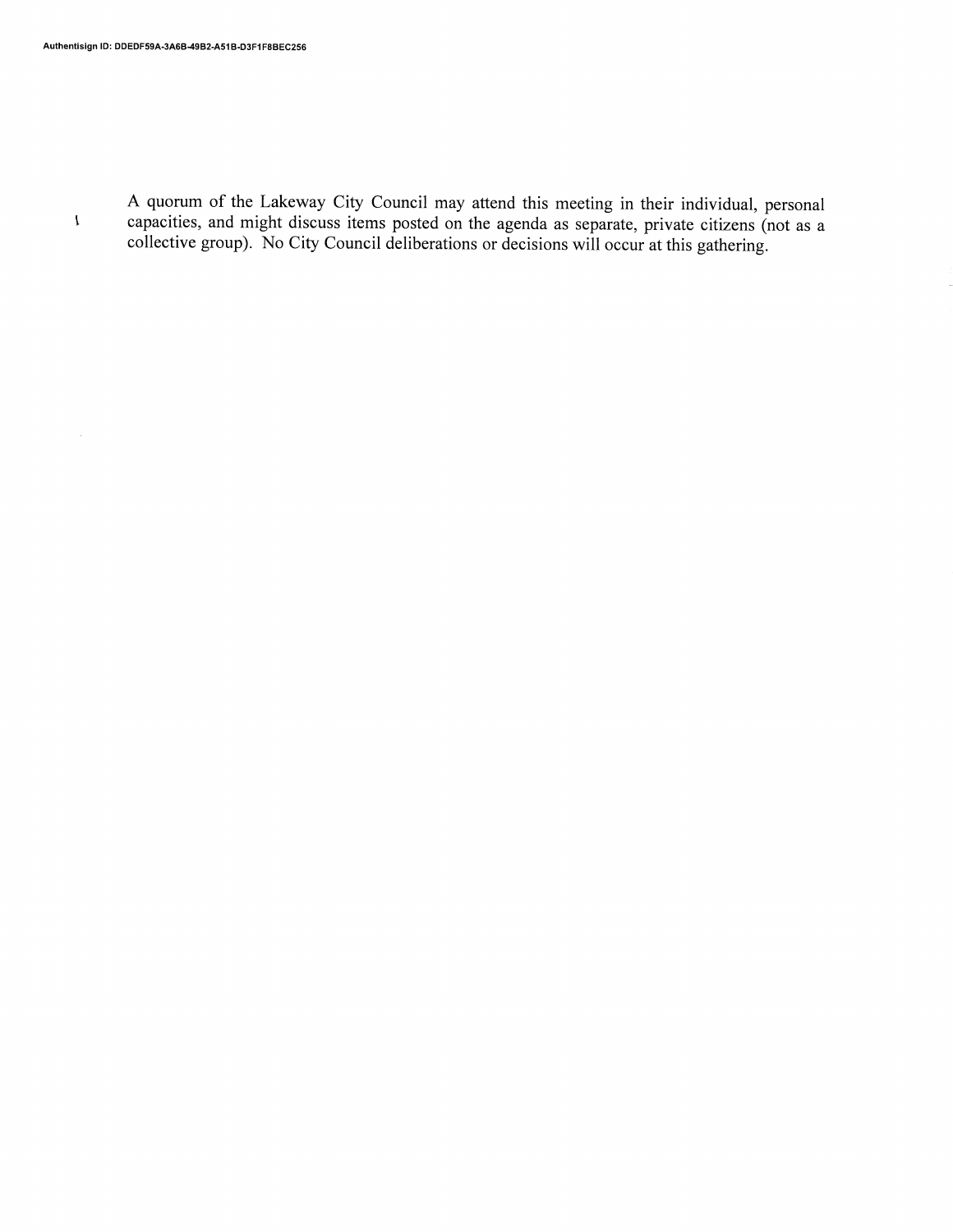A quorum of the Lakeway City Council may attend this meeting in their individual, personal capacities, and might discuss items posted on the agenda as separate, private citizens (not as a collective group). No City Council deliberations or decisions will occur at this gathering.